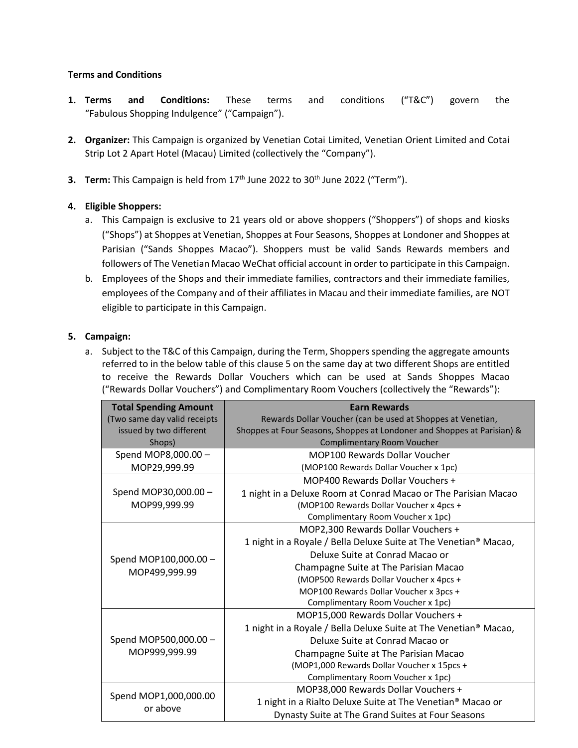**Terms and Conditions**

1. **Terms and Conditions:** These terms and conditions ("T&C") govern the "Fabulous Shopping Indulgence" ("Campaign").

2. **Organizer:** This Campaign is organized by Venetian Cotai Limited, Venetian Orient Limited and Cotai Strip Lot 2 Apart Hotel (Macau) Limited (collectively the "Company").

3. **Term:** This Campaign is held from 17th June 2022 to 30th June 2022 ("Term").

4. **Eligible Shoppers:**
   a. This Campaign is exclusive to 21 years old or above shoppers ("Shoppers") of shops and kiosks ("Shops") at Shoppes at Venetian, Shoppes at Four Seasons, Shoppes at Londoner and Shoppes at Parisian ("Sands Shoppes Macao"). Shoppers must be valid Sands Rewards members and followers of The Venetian Macao WeChat official account in order to participate in this Campaign.
   b. Employees of the Shops and their immediate families, contractors and their immediate families, employees of the Company and of their affiliates in Macau and their immediate families, are NOT eligible to participate in this Campaign.

5. **Campaign:**
   a. Subject to the T&C of this Campaign, during the Term, Shoppers spending the aggregate amounts referred to in the below table of this clause 5 on the same day at two different Shops are entitled to receive the Rewards Dollar Vouchers which can be used at Sands Shoppes Macao ("Rewards Dollar Vouchers") and Complimentary Room Vouchers (collectively the "Rewards"):

| **Total Spending Amount** (Two same day valid receipts issued by two different Shops) | **Earn Rewards** Rewards Dollar Voucher (can be used at Shoppes at Venetian, Shoppes at Four Seasons, Shoppes at Londoner and Shoppes at Parisian) & Complimentary Room Voucher |
|---|---|
| Spend MOP8,000.00 – MOP29,999.99 | MOP100 Rewards Dollar Voucher (MOP100 Rewards Dollar Voucher x 1pc) |
| Spend MOP30,000.00 – MOP99,999.99 | MOP400 Rewards Dollar Vouchers + 1 night in a Deluxe Room at Conrad Macao or The Parisian Macao (MOP100 Rewards Dollar Voucher x 4pcs + Complimentary Room Voucher x 1pc) |
| Spend MOP100,000.00 – MOP499,999.99 | MOP2,300 Rewards Dollar Vouchers + 1 night in a Royale / Bella Deluxe Suite at The Venetian® Macao, Deluxe Suite at Conrad Macao or Champagne Suite at The Parisian Macao (MOP500 Rewards Dollar Voucher x 4pcs + MOP100 Rewards Dollar Voucher x 3pcs + Complimentary Room Voucher x 1pc) |
| Spend MOP500,000.00 – MOP999,999.99 | MOP15,000 Rewards Dollar Vouchers + 1 night in a Royale / Bella Deluxe Suite at The Venetian® Macao, Deluxe Suite at Conrad Macao or Champagne Suite at The Parisian Macao (MOP1,000 Rewards Dollar Voucher x 15pcs + Complimentary Room Voucher x 1pc) |
| Spend MOP1,000,000.00 or above | MOP38,000 Rewards Dollar Vouchers + 1 night in a Rialto Deluxe Suite at The Venetian® Macao or Dynasty Suite at The Grand Suites at Four Seasons |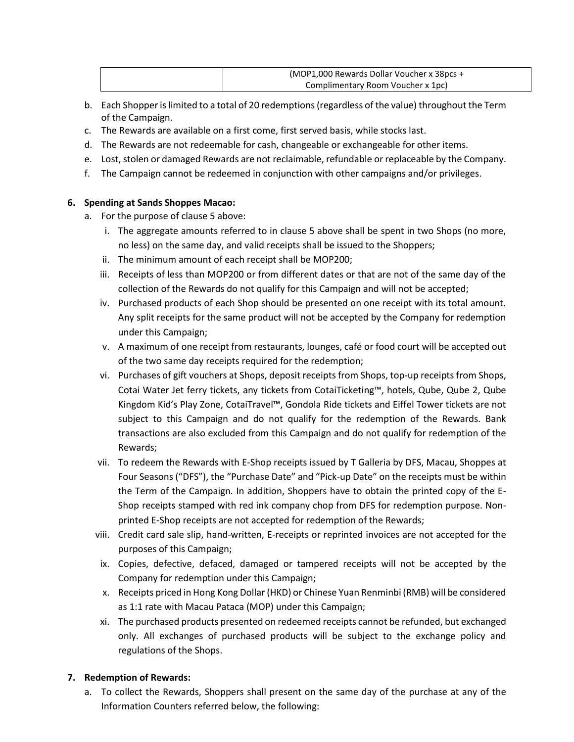| | (MOP1,000 Rewards Dollar Voucher x 38pcs + Complimentary Room Voucher x 1pc) |
|---|---|

b. Each Shopper is limited to a total of 20 redemptions (regardless of the value) throughout the Term of the Campaign.
c. The Rewards are available on a first come, first served basis, while stocks last.
d. The Rewards are not redeemable for cash, changeable or exchangeable for other items.
e. Lost, stolen or damaged Rewards are not reclaimable, refundable or replaceable by the Company.
f. The Campaign cannot be redeemed in conjunction with other campaigns and/or privileges.

**6. Spending at Sands Shoppes Macao:**

a. For the purpose of clause 5 above:

i. The aggregate amounts referred to in clause 5 above shall be spent in two Shops (no more, no less) on the same day, and valid receipts shall be issued to the Shoppers;

ii. The minimum amount of each receipt shall be MOP200;

iii. Receipts of less than MOP200 or from different dates or that are not of the same day of the collection of the Rewards do not qualify for this Campaign and will not be accepted;

iv. Purchased products of each Shop should be presented on one receipt with its total amount. Any split receipts for the same product will not be accepted by the Company for redemption under this Campaign;

v. A maximum of one receipt from restaurants, lounges, café or food court will be accepted out of the two same day receipts required for the redemption;

vi. Purchases of gift vouchers at Shops, deposit receipts from Shops, top-up receipts from Shops, Cotai Water Jet ferry tickets, any tickets from CotaiTicketing™, hotels, Qube, Qube 2, Qube Kingdom Kid's Play Zone, CotaiTravel™, Gondola Ride tickets and Eiffel Tower tickets are not subject to this Campaign and do not qualify for the redemption of the Rewards. Bank transactions are also excluded from this Campaign and do not qualify for redemption of the Rewards;

vii. To redeem the Rewards with E-Shop receipts issued by T Galleria by DFS, Macau, Shoppes at Four Seasons ("DFS"), the "Purchase Date" and "Pick-up Date" on the receipts must be within the Term of the Campaign. In addition, Shoppers have to obtain the printed copy of the E-Shop receipts stamped with red ink company chop from DFS for redemption purpose. Non-printed E-Shop receipts are not accepted for redemption of the Rewards;

viii. Credit card sale slip, hand-written, E-receipts or reprinted invoices are not accepted for the purposes of this Campaign;

ix. Copies, defective, defaced, damaged or tampered receipts will not be accepted by the Company for redemption under this Campaign;

x. Receipts priced in Hong Kong Dollar (HKD) or Chinese Yuan Renminbi (RMB) will be considered as 1:1 rate with Macau Pataca (MOP) under this Campaign;

xi. The purchased products presented on redeemed receipts cannot be refunded, but exchanged only. All exchanges of purchased products will be subject to the exchange policy and regulations of the Shops.

**7. Redemption of Rewards:**

a. To collect the Rewards, Shoppers shall present on the same day of the purchase at any of the Information Counters referred below, the following: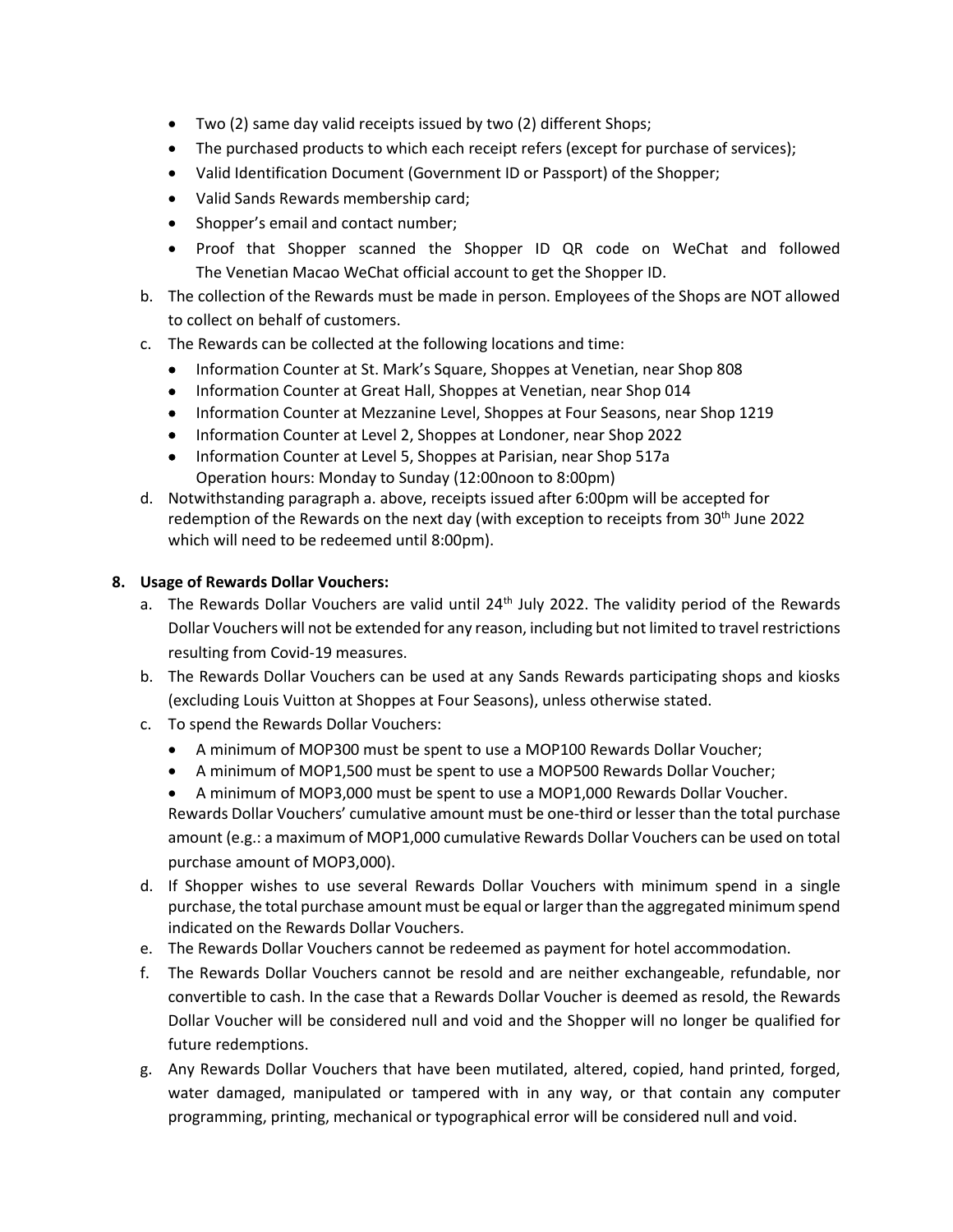- Two (2) same day valid receipts issued by two (2) different Shops;
- The purchased products to which each receipt refers (except for purchase of services);
- Valid Identification Document (Government ID or Passport) of the Shopper;
- Valid Sands Rewards membership card;
- Shopper's email and contact number;
- Proof that Shopper scanned the Shopper ID QR code on WeChat and followed The Venetian Macao WeChat official account to get the Shopper ID.

b. The collection of the Rewards must be made in person. Employees of the Shops are NOT allowed to collect on behalf of customers.

c. The Rewards can be collected at the following locations and time:

- Information Counter at St. Mark's Square, Shoppes at Venetian, near Shop 808
- Information Counter at Great Hall, Shoppes at Venetian, near Shop 014
- Information Counter at Mezzanine Level, Shoppes at Four Seasons, near Shop 1219
- Information Counter at Level 2, Shoppes at Londoner, near Shop 2022
- Information Counter at Level 5, Shoppes at Parisian, near Shop 517a
  Operation hours: Monday to Sunday (12:00noon to 8:00pm)

d. Notwithstanding paragraph a. above, receipts issued after 6:00pm will be accepted for redemption of the Rewards on the next day (with exception to receipts from 30th June 2022 which will need to be redeemed until 8:00pm).

**8. Usage of Rewards Dollar Vouchers:**

a. The Rewards Dollar Vouchers are valid until 24th July 2022. The validity period of the Rewards Dollar Vouchers will not be extended for any reason, including but not limited to travel restrictions resulting from Covid-19 measures.

b. The Rewards Dollar Vouchers can be used at any Sands Rewards participating shops and kiosks (excluding Louis Vuitton at Shoppes at Four Seasons), unless otherwise stated.

c. To spend the Rewards Dollar Vouchers:

- A minimum of MOP300 must be spent to use a MOP100 Rewards Dollar Voucher;
- A minimum of MOP1,500 must be spent to use a MOP500 Rewards Dollar Voucher;
- A minimum of MOP3,000 must be spent to use a MOP1,000 Rewards Dollar Voucher.

Rewards Dollar Vouchers' cumulative amount must be one-third or lesser than the total purchase amount (e.g.: a maximum of MOP1,000 cumulative Rewards Dollar Vouchers can be used on total purchase amount of MOP3,000).

d. If Shopper wishes to use several Rewards Dollar Vouchers with minimum spend in a single purchase, the total purchase amount must be equal or larger than the aggregated minimum spend indicated on the Rewards Dollar Vouchers.

e. The Rewards Dollar Vouchers cannot be redeemed as payment for hotel accommodation.

f. The Rewards Dollar Vouchers cannot be resold and are neither exchangeable, refundable, nor convertible to cash. In the case that a Rewards Dollar Voucher is deemed as resold, the Rewards Dollar Voucher will be considered null and void and the Shopper will no longer be qualified for future redemptions.

g. Any Rewards Dollar Vouchers that have been mutilated, altered, copied, hand printed, forged, water damaged, manipulated or tampered with in any way, or that contain any computer programming, printing, mechanical or typographical error will be considered null and void.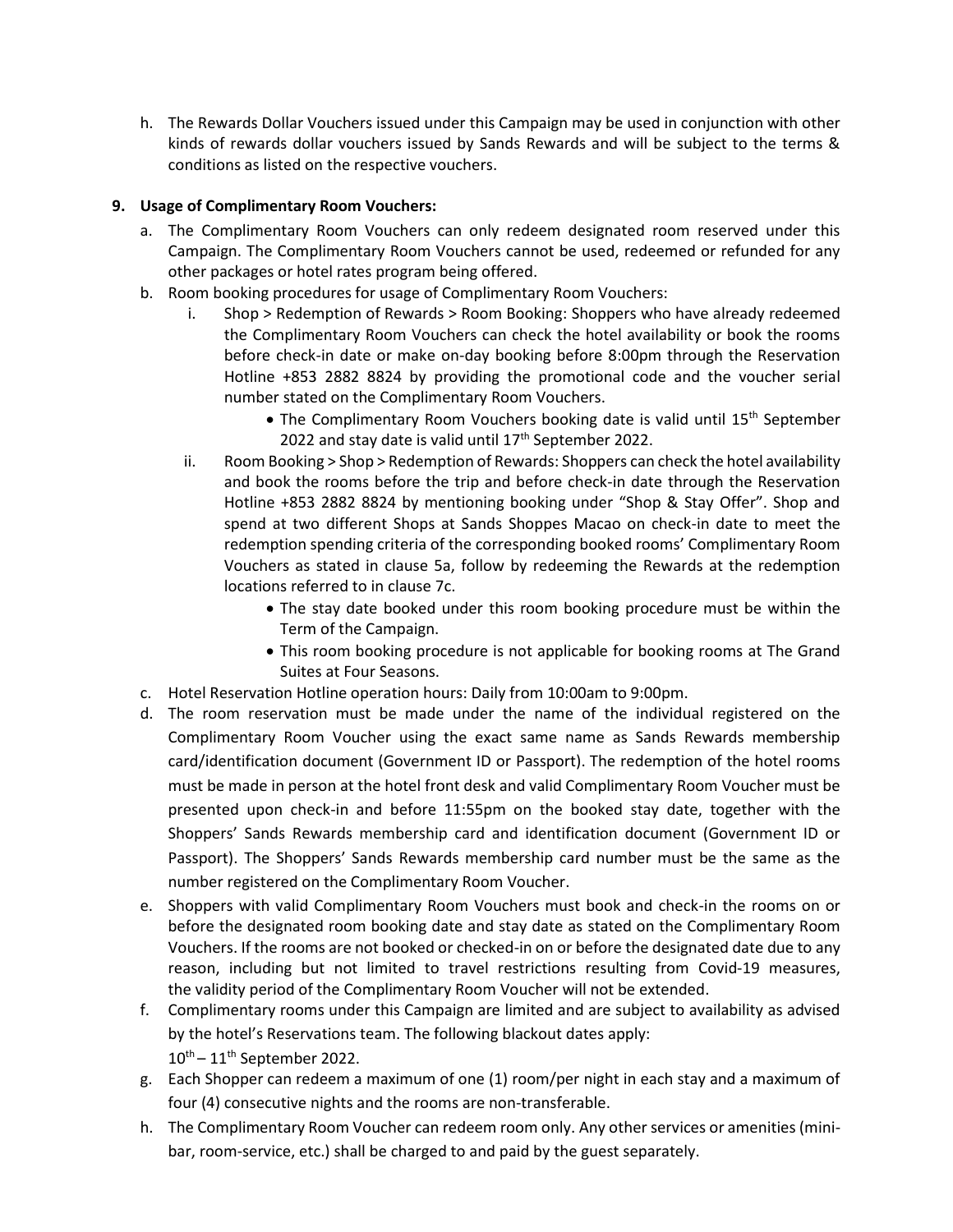h. The Rewards Dollar Vouchers issued under this Campaign may be used in conjunction with other kinds of rewards dollar vouchers issued by Sands Rewards and will be subject to the terms & conditions as listed on the respective vouchers.

**9. Usage of Complimentary Room Vouchers:**

a. The Complimentary Room Vouchers can only redeem designated room reserved under this Campaign. The Complimentary Room Vouchers cannot be used, redeemed or refunded for any other packages or hotel rates program being offered.

b. Room booking procedures for usage of Complimentary Room Vouchers:

   i. Shop > Redemption of Rewards > Room Booking: Shoppers who have already redeemed the Complimentary Room Vouchers can check the hotel availability or book the rooms before check-in date or make on-day booking before 8:00pm through the Reservation Hotline +853 2882 8824 by providing the promotional code and the voucher serial number stated on the Complimentary Room Vouchers.

   - The Complimentary Room Vouchers booking date is valid until 15th September 2022 and stay date is valid until 17th September 2022.

   ii. Room Booking > Shop > Redemption of Rewards: Shoppers can check the hotel availability and book the rooms before the trip and before check-in date through the Reservation Hotline +853 2882 8824 by mentioning booking under "Shop & Stay Offer". Shop and spend at two different Shops at Sands Shoppes Macao on check-in date to meet the redemption spending criteria of the corresponding booked rooms' Complimentary Room Vouchers as stated in clause 5a, follow by redeeming the Rewards at the redemption locations referred to in clause 7c.

   - The stay date booked under this room booking procedure must be within the Term of the Campaign.
   - This room booking procedure is not applicable for booking rooms at The Grand Suites at Four Seasons.

c. Hotel Reservation Hotline operation hours: Daily from 10:00am to 9:00pm.

d. The room reservation must be made under the name of the individual registered on the Complimentary Room Voucher using the exact same name as Sands Rewards membership card/identification document (Government ID or Passport). The redemption of the hotel rooms must be made in person at the hotel front desk and valid Complimentary Room Voucher must be presented upon check-in and before 11:55pm on the booked stay date, together with the Shoppers' Sands Rewards membership card and identification document (Government ID or Passport). The Shoppers' Sands Rewards membership card number must be the same as the number registered on the Complimentary Room Voucher.

e. Shoppers with valid Complimentary Room Vouchers must book and check-in the rooms on or before the designated room booking date and stay date as stated on the Complimentary Room Vouchers. If the rooms are not booked or checked-in on or before the designated date due to any reason, including but not limited to travel restrictions resulting from Covid-19 measures, the validity period of the Complimentary Room Voucher will not be extended.

f. Complimentary rooms under this Campaign are limited and are subject to availability as advised by the hotel's Reservations team. The following blackout dates apply:
10th – 11th September 2022.

g. Each Shopper can redeem a maximum of one (1) room/per night in each stay and a maximum of four (4) consecutive nights and the rooms are non-transferable.

h. The Complimentary Room Voucher can redeem room only. Any other services or amenities (mini-bar, room-service, etc.) shall be charged to and paid by the guest separately.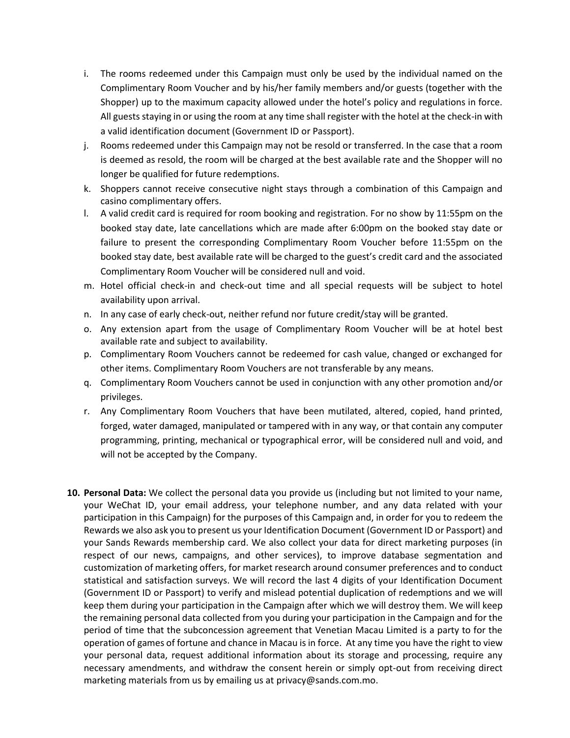i. The rooms redeemed under this Campaign must only be used by the individual named on the Complimentary Room Voucher and by his/her family members and/or guests (together with the Shopper) up to the maximum capacity allowed under the hotel's policy and regulations in force. All guests staying in or using the room at any time shall register with the hotel at the check-in with a valid identification document (Government ID or Passport).

j. Rooms redeemed under this Campaign may not be resold or transferred. In the case that a room is deemed as resold, the room will be charged at the best available rate and the Shopper will no longer be qualified for future redemptions.

k. Shoppers cannot receive consecutive night stays through a combination of this Campaign and casino complimentary offers.

l. A valid credit card is required for room booking and registration. For no show by 11:55pm on the booked stay date, late cancellations which are made after 6:00pm on the booked stay date or failure to present the corresponding Complimentary Room Voucher before 11:55pm on the booked stay date, best available rate will be charged to the guest's credit card and the associated Complimentary Room Voucher will be considered null and void.

m. Hotel official check-in and check-out time and all special requests will be subject to hotel availability upon arrival.

n. In any case of early check-out, neither refund nor future credit/stay will be granted.

o. Any extension apart from the usage of Complimentary Room Voucher will be at hotel best available rate and subject to availability.

p. Complimentary Room Vouchers cannot be redeemed for cash value, changed or exchanged for other items. Complimentary Room Vouchers are not transferable by any means.

q. Complimentary Room Vouchers cannot be used in conjunction with any other promotion and/or privileges.

r. Any Complimentary Room Vouchers that have been mutilated, altered, copied, hand printed, forged, water damaged, manipulated or tampered with in any way, or that contain any computer programming, printing, mechanical or typographical error, will be considered null and void, and will not be accepted by the Company.

10. **Personal Data:** We collect the personal data you provide us (including but not limited to your name, your WeChat ID, your email address, your telephone number, and any data related with your participation in this Campaign) for the purposes of this Campaign and, in order for you to redeem the Rewards we also ask you to present us your Identification Document (Government ID or Passport) and your Sands Rewards membership card. We also collect your data for direct marketing purposes (in respect of our news, campaigns, and other services), to improve database segmentation and customization of marketing offers, for market research around consumer preferences and to conduct statistical and satisfaction surveys. We will record the last 4 digits of your Identification Document (Government ID or Passport) to verify and mislead potential duplication of redemptions and we will keep them during your participation in the Campaign after which we will destroy them. We will keep the remaining personal data collected from you during your participation in the Campaign and for the period of time that the subconcession agreement that Venetian Macau Limited is a party to for the operation of games of fortune and chance in Macau is in force. At any time you have the right to view your personal data, request additional information about its storage and processing, require any necessary amendments, and withdraw the consent herein or simply opt-out from receiving direct marketing materials from us by emailing us at privacy@sands.com.mo.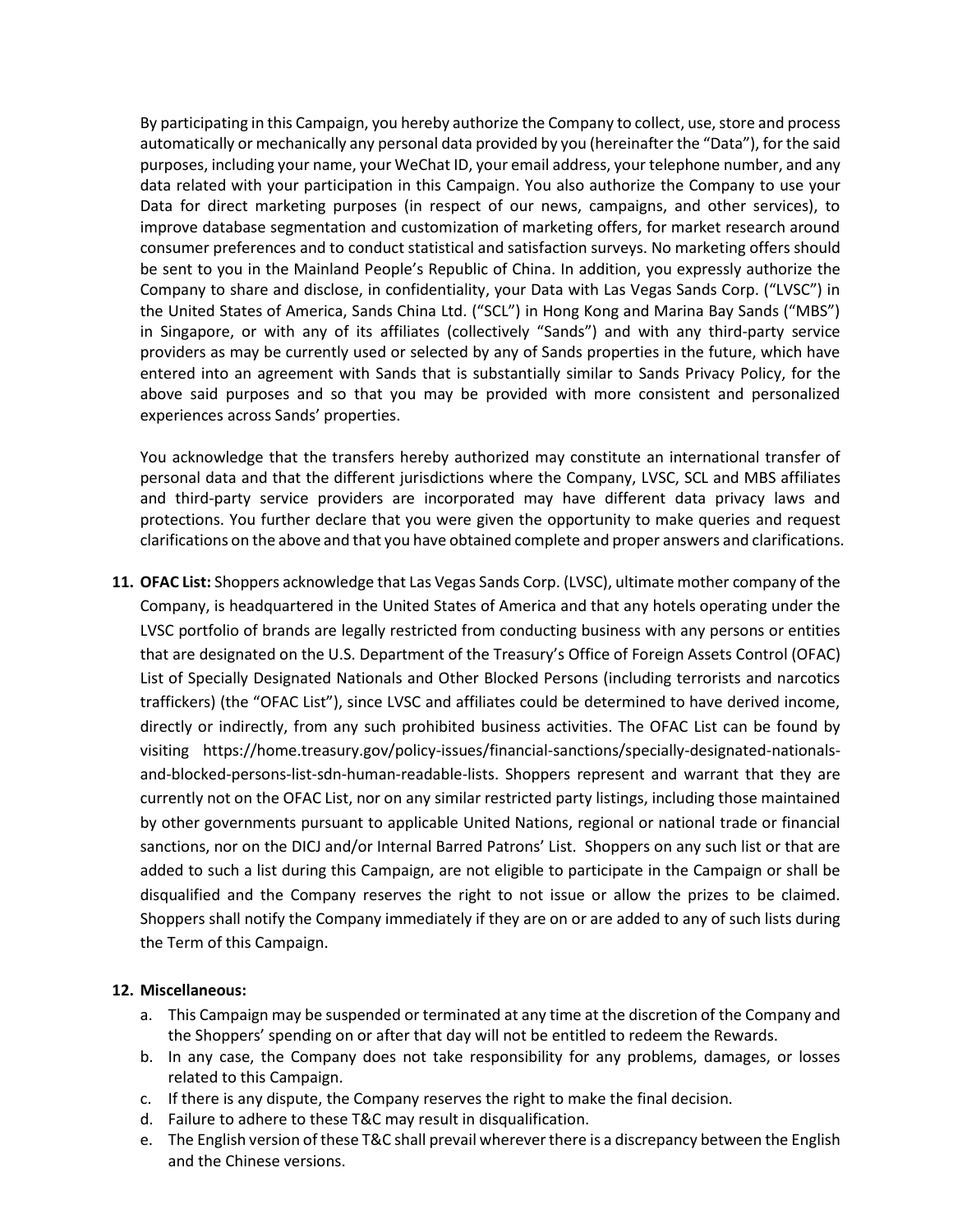By participating in this Campaign, you hereby authorize the Company to collect, use, store and process automatically or mechanically any personal data provided by you (hereinafter the "Data"), for the said purposes, including your name, your WeChat ID, your email address, your telephone number, and any data related with your participation in this Campaign. You also authorize the Company to use your Data for direct marketing purposes (in respect of our news, campaigns, and other services), to improve database segmentation and customization of marketing offers, for market research around consumer preferences and to conduct statistical and satisfaction surveys. No marketing offers should be sent to you in the Mainland People's Republic of China. In addition, you expressly authorize the Company to share and disclose, in confidentiality, your Data with Las Vegas Sands Corp. ("LVSC") in the United States of America, Sands China Ltd. ("SCL") in Hong Kong and Marina Bay Sands ("MBS") in Singapore, or with any of its affiliates (collectively "Sands") and with any third-party service providers as may be currently used or selected by any of Sands properties in the future, which have entered into an agreement with Sands that is substantially similar to Sands Privacy Policy, for the above said purposes and so that you may be provided with more consistent and personalized experiences across Sands' properties.

You acknowledge that the transfers hereby authorized may constitute an international transfer of personal data and that the different jurisdictions where the Company, LVSC, SCL and MBS affiliates and third-party service providers are incorporated may have different data privacy laws and protections. You further declare that you were given the opportunity to make queries and request clarifications on the above and that you have obtained complete and proper answers and clarifications.

11. **OFAC List:** Shoppers acknowledge that Las Vegas Sands Corp. (LVSC), ultimate mother company of the Company, is headquartered in the United States of America and that any hotels operating under the LVSC portfolio of brands are legally restricted from conducting business with any persons or entities that are designated on the U.S. Department of the Treasury's Office of Foreign Assets Control (OFAC) List of Specially Designated Nationals and Other Blocked Persons (including terrorists and narcotics traffickers) (the "OFAC List"), since LVSC and affiliates could be determined to have derived income, directly or indirectly, from any such prohibited business activities. The OFAC List can be found by visiting https://home.treasury.gov/policy-issues/financial-sanctions/specially-designated-nationals-and-blocked-persons-list-sdn-human-readable-lists. Shoppers represent and warrant that they are currently not on the OFAC List, nor on any similar restricted party listings, including those maintained by other governments pursuant to applicable United Nations, regional or national trade or financial sanctions, nor on the DICJ and/or Internal Barred Patrons' List. Shoppers on any such list or that are added to such a list during this Campaign, are not eligible to participate in the Campaign or shall be disqualified and the Company reserves the right to not issue or allow the prizes to be claimed. Shoppers shall notify the Company immediately if they are on or are added to any of such lists during the Term of this Campaign.

12. **Miscellaneous:**
    a. This Campaign may be suspended or terminated at any time at the discretion of the Company and the Shoppers' spending on or after that day will not be entitled to redeem the Rewards.
    b. In any case, the Company does not take responsibility for any problems, damages, or losses related to this Campaign.
    c. If there is any dispute, the Company reserves the right to make the final decision.
    d. Failure to adhere to these T&C may result in disqualification.
    e. The English version of these T&C shall prevail wherever there is a discrepancy between the English and the Chinese versions.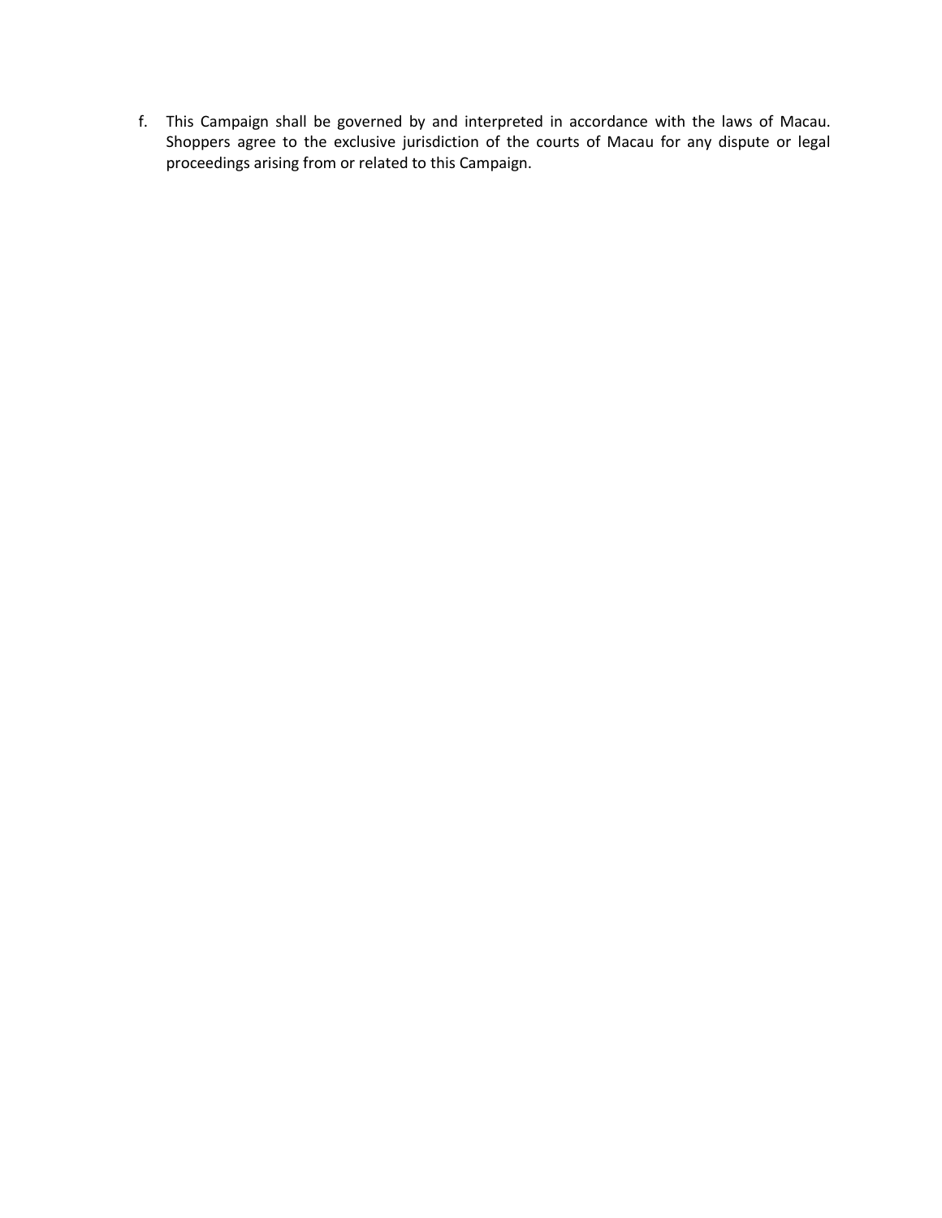f. This Campaign shall be governed by and interpreted in accordance with the laws of Macau. Shoppers agree to the exclusive jurisdiction of the courts of Macau for any dispute or legal proceedings arising from or related to this Campaign.